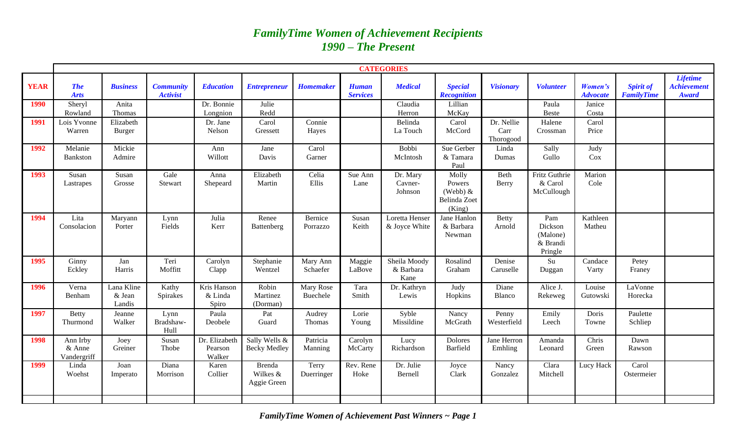# *FamilyTime Women of Achievement Recipients*
## *1990 – The Present*

| | CATEGORIES | | | | | | | | | | | | | |
|---|---|---|---|---|---|---|---|---|---|---|---|---|---|---|
| **YEAR** | ***The Arts*** | ***Business*** | ***Community Activist*** | ***Education*** | ***Entrepreneur*** | ***Homemaker*** | ***Human Services*** | ***Medical*** | ***Special Recognition*** | ***Visionary*** | ***Volunteer*** | ***Women's Advocate*** | ***Spirit of FamilyTime*** | ***Lifetime Achievement Award*** |
| **1990** | Sheryl Rowland | Anita Thomas | | Dr. Bonnie Longnion | Julie Redd | | | Claudia Herron | Lillian McKay | | Paula Beste | Janice Costa | | |
| **1991** | Lois Yvonne Warren | Elizabeth Burger | | Dr. Jane Nelson | Carol Gressett | Connie Hayes | | Belinda La Touch | Carol McCord | Dr. Nellie Carr Thorogood | Halene Crossman | Carol Price | | |
| **1992** | Melanie Bankston | Mickie Admire | | Ann Willott | Jane Davis | Carol Garner | | Bobbi McIntosh | Sue Gerber & Tamara Paul | Linda Dumas | Sally Gullo | Judy Cox | | |
| **1993** | Susan Lastrapes | Susan Grosse | Gale Stewart | Anna Shepeard | Elizabeth Martin | Celia Ellis | Sue Ann Lane | Dr. Mary Cavner-Johnson | Molly Powers (Webb) & Belinda Zoet (King) | Beth Berry | Fritz Guthrie & Carol McCullough | Marion Cole | | |
| **1994** | Lita Consolacion | Maryann Porter | Lynn Fields | Julia Kerr | Renee Battenberg | Bernice Porrazzo | Susan Keith | Loretta Henser & Joyce White | Jane Hanlon & Barbara Newman | Betty Arnold | Pam Dickson (Malone) & Brandi Pringle | Kathleen Matheu | | |
| **1995** | Ginny Eckley | Jan Harris | Teri Moffitt | Carolyn Clapp | Stephanie Wentzel | Mary Ann Schaefer | Maggie LaBove | Sheila Moody & Barbara Kane | Rosalind Graham | Denise Caruselle | Su Duggan | Candace Varty | Petey Franey | |
| **1996** | Verna Benham | Lana Kline & Jean Landis | Kathy Spirakes | Kris Hanson & Linda Spiro | Robin Martinez (Dorman) | Mary Rose Buechele | Tara Smith | Dr. Kathryn Lewis | Judy Hopkins | Diane Blanco | Alice J. Rekeweg | Louise Gutowski | LaVonne Horecka | |
| **1997** | Betty Thurmond | Jeanne Walker | Lynn Bradshaw-Hull | Paula Deobele | Pat Guard | Audrey Thomas | Lorie Young | Syble Missildine | Nancy McGrath | Penny Westerfield | Emily Leech | Doris Towne | Paulette Schliep | |
| **1998** | Ann Irby & Anne Vandergriff | Joey Greiner | Susan Thobe | Dr. Elizabeth Pearson Walker | Sally Wells & Becky Medley | Patricia Manning | Carolyn McCarty | Lucy Richardson | Dolores Barfield | Jane Herron Emhling | Amanda Leonard | Chris Green | Dawn Rawson | |
| **1999** | Linda Woehst | Joan Imperato | Diana Morrison | Karen Collier | Brenda Wilkes & Aggie Green | Terry Duerringer | Rev. Rene Hoke | Dr. Julie Bernell | Joyce Clark | Nancy Gonzalez | Clara Mitchell | Lucy Hack | Carol Ostermeier | |
| | | | | | | | | | | | | | | |

***FamilyTime Women of Achievement Past Winners ~ Page 1***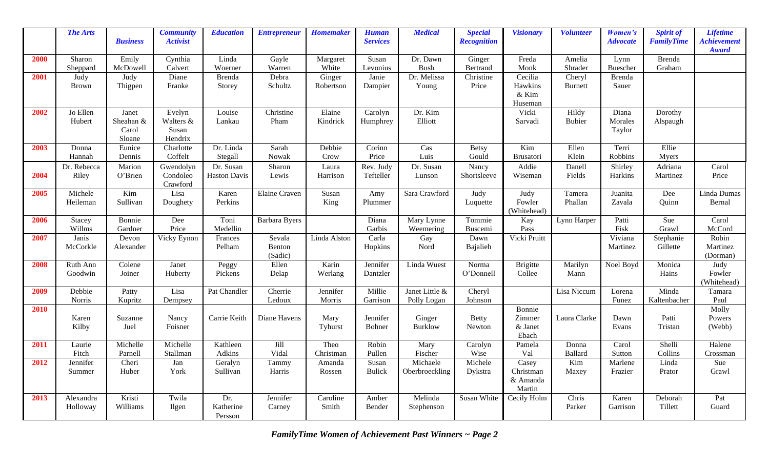| | ***The Arts*** | ***Business*** | ***Community Activist*** | ***Education*** | ***Entrepreneur*** | ***Homemaker*** | ***Human Services*** | ***Medical*** | ***Special Recognition*** | ***Visionary*** | ***Volunteer*** | ***Women's Advocate*** | ***Spirit of FamilyTime*** | ***Lifetime Achievement Award*** |
|---|---|---|---|---|---|---|---|---|---|---|---|---|---|---|
| **2000** | Sharon Sheppard | Emily McDowell | Cynthia Calvert | Linda Woerner | Gayle Warren | Margaret White | Susan Levonius | Dr. Dawn Bush | Ginger Bertrand | Freda Monk | Amelia Shrader | Lynn Buescher | Brenda Graham | |
| **2001** | Judy Brown | Judy Thigpen | Diane Franke | Brenda Storey | Debra Schultz | Ginger Robertson | Janie Dampier | Dr. Melissa Young | Christine Price | Cecilia Hawkins & Kim Huseman | Cheryl Burnett | Brenda Sauer | | |
| **2002** | Jo Ellen Hubert | Janet Sheahan & Carol Sloane | Evelyn Walters & Susan Hendrix | Louise Lankau | Christine Pham | Elaine Kindrick | Carolyn Humphrey | Dr. Kim Elliott | | Vicki Sarvadi | Hildy Bubier | Diana Morales Taylor | Dorothy Alspaugh | |
| **2003** | Donna Hannah | Eunice Dennis | Charlotte Coffelt | Dr. Linda Stegall | Sarah Nowak | Debbie Crow | Corinn Price | Cas Luis | Betsy Gould | Kim Brusatori | Ellen Klein | Terri Robbins | Ellie Myers | |
| **2004** | Dr. Rebecca Riley | Marion O'Brien | Gwendolyn Condoleo Crawford | Dr. Susan Haston Davis | Sharon Lewis | Laura Harrison | Rev. Judy Tefteller | Dr. Susan Lunson | Nancy Shortsleeve | Addie Wiseman | Danell Fields | Shirley Harkins | Adriana Martinez | Carol Price |
| **2005** | Michele Heileman | Kim Sullivan | Lisa Doughety | Karen Perkins | Elaine Craven | Susan King | Amy Plummer | Sara Crawford | Judy Luquette | Judy Fowler (Whitehead) | Tamera Phallan | Juanita Zavala | Dee Quinn | Linda Dumas Bernal |
| **2006** | Stacey Willms | Bonnie Gardner | Dee Price | Toni Medellin | Barbara Byers | | Diana Garbis | Mary Lynne Weemering | Tommie Buscemi | Kay Pass | Lynn Harper | Patti Fisk | Sue Grawl | Carol McCord |
| **2007** | Janis McCorkle | Devon Alexander | Vicky Eynon | Frances Pelham | Sevala Benton (Sadic) | Linda Alston | Carla Hopkins | Gay Nord | Dawn Bajalieh | Vicki Pruitt | | Viviana Martinez | Stephanie Gillette | Robin Martinez (Dorman) |
| **2008** | Ruth Ann Goodwin | Colene Joiner | Janet Huberty | Peggy Pickens | Ellen Delap | Karin Werlang | Jennifer Dantzler | Linda Wuest | Norma O'Donnell | Brigitte Collee | Marilyn Mann | Noel Boyd | Monica Hains | Judy Fowler (Whitehead) |
| **2009** | Debbie Norris | Patty Kupritz | Lisa Dempsey | Pat Chandler | Cherrie Ledoux | Jennifer Morris | Millie Garrison | Janet Little & Polly Logan | Cheryl Johnson | | Lisa Niccum | Lorena Funez | Minda Kaltenbacher | Tamara Paul |
| **2010** | Karen Kilby | Suzanne Juel | Nancy Foisner | Carrie Keith | Diane Havens | Mary Tyhurst | Jennifer Bohner | Ginger Burklow | Betty Newton | Bonnie Zimmer & Janet Ebach | Laura Clarke | Dawn Evans | Patti Tristan | Molly Powers (Webb) |
| **2011** | Laurie Fitch | Michelle Parnell | Michelle Stallman | Kathleen Adkins | Jill Vidal | Theo Christman | Robin Pullen | Mary Fischer | Carolyn Wise | Pamela Val | Donna Ballard | Carol Sutton | Shelli Collins | Halene Crossman |
| **2012** | Jennifer Summer | Cheri Huber | Jan York | Geralyn Sullivan | Tammy Harris | Amanda Rossen | Susan Bulick | Michaele Oberbroeckling | Michele Dykstra | Casey Christman & Amanda Martin | Kim Maxey | Marlene Frazier | Linda Prator | Sue Grawl |
| **2013** | Alexandra Holloway | Kristi Williams | Twila Ilgen | Dr. Katherine Persson | Jennifer Carney | Caroline Smith | Amber Bender | Melinda Stephenson | Susan White | Cecily Holm | Chris Parker | Karen Garrison | Deborah Tillett | Pat Guard |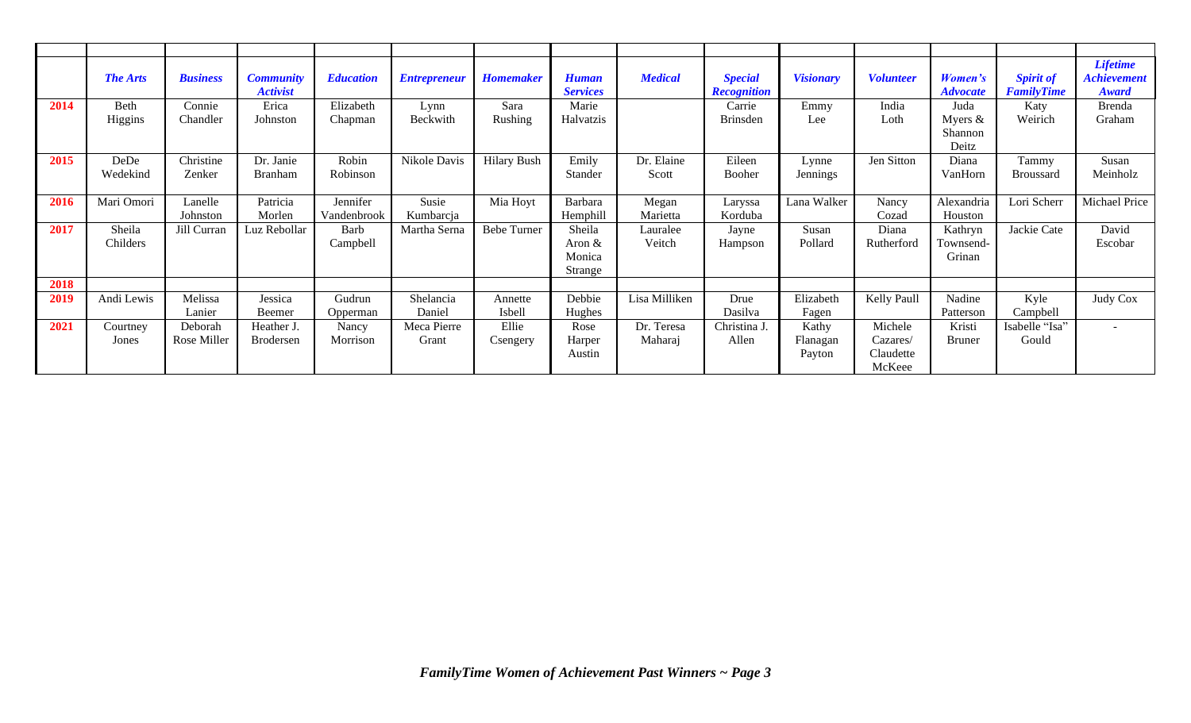| | *The Arts* | *Business* | *Community Activist* | *Education* | *Entrepreneur* | *Homemaker* | *Human Services* | *Medical* | *Special Recognition* | *Visionary* | *Volunteer* | *Women's Advocate* | *Spirit of FamilyTime* | *Lifetime Achievement Award* |
|---|---|---|---|---|---|---|---|---|---|---|---|---|---|---|
| **2014** | Beth Higgins | Connie Chandler | Erica Johnston | Elizabeth Chapman | Lynn Beckwith | Sara Rushing | Marie Halvatzis | | Carrie Brinsden | Emmy Lee | India Loth | Juda Myers & Shannon Deitz | Katy Weirich | Brenda Graham |
| **2015** | DeDe Wedekind | Christine Zenker | Dr. Janie Branham | Robin Robinson | Nikole Davis | Hilary Bush | Emily Stander | Dr. Elaine Scott | Eileen Booher | Lynne Jennings | Jen Sitton | Diana VanHorn | Tammy Broussard | Susan Meinholz |
| **2016** | Mari Omori | Lanelle Johnston | Patricia Morlen | Jennifer Vandenbrook | Susie Kumbarcja | Mia Hoyt | Barbara Hemphill | Megan Marietta | Laryssa Korduba | Lana Walker | Nancy Cozad | Alexandria Houston | Lori Scherr | Michael Price |
| **2017** | Sheila Childers | Jill Curran | Luz Rebollar | Barb Campbell | Martha Serna | Bebe Turner | Sheila Aron & Monica Strange | Lauralee Veitch | Jayne Hampson | Susan Pollard | Diana Rutherford | Kathryn Townsend-Grinan | Jackie Cate | David Escobar |
| **2018** | | | | | | | | | | | | | | |
| **2019** | Andi Lewis | Melissa Lanier | Jessica Beemer | Gudrun Opperman | Shelancia Daniel | Annette Isbell | Debbie Hughes | Lisa Milliken | Drue Dasilva | Elizabeth Fagen | Kelly Paull | Nadine Patterson | Kyle Campbell | Judy Cox |
| **2021** | Courtney Jones | Deborah Rose Miller | Heather J. Brodersen | Nancy Morrison | Meca Pierre Grant | Ellie Csengery | Rose Harper Austin | Dr. Teresa Maharaj | Christina J. Allen | Kathy Flanagan Payton | Michele Cazares/ Claudette McKeee | Kristi Bruner | Isabelle "Isa" Gould | - |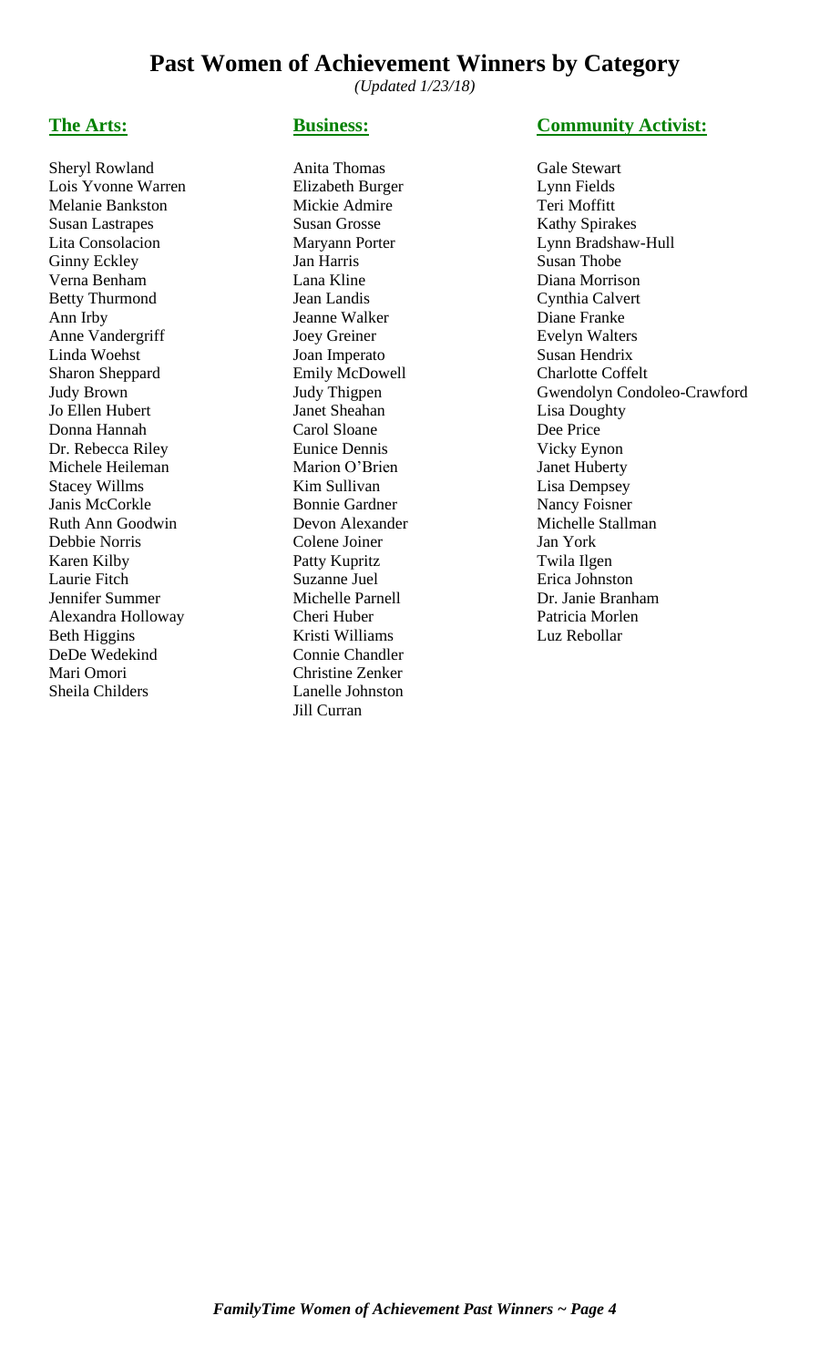# Past Women of Achievement Winners by Category

*(Updated 1/23/18)*

## The Arts:

Sheryl Rowland
Lois Yvonne Warren
Melanie Bankston
Susan Lastrapes
Lita Consolacion
Ginny Eckley
Verna Benham
Betty Thurmond
Ann Irby
Anne Vandergriff
Linda Woehst
Sharon Sheppard
Judy Brown
Jo Ellen Hubert
Donna Hannah
Dr. Rebecca Riley
Michele Heileman
Stacey Willms
Janis McCorkle
Ruth Ann Goodwin
Debbie Norris
Karen Kilby
Laurie Fitch
Jennifer Summer
Alexandra Holloway
Beth Higgins
DeDe Wedekind
Mari Omori
Sheila Childers

## Business:

Anita Thomas
Elizabeth Burger
Mickie Admire
Susan Grosse
Maryann Porter
Jan Harris
Lana Kline
Jean Landis
Jeanne Walker
Joey Greiner
Joan Imperato
Emily McDowell
Judy Thigpen
Janet Sheahan
Carol Sloane
Eunice Dennis
Marion O'Brien
Kim Sullivan
Bonnie Gardner
Devon Alexander
Colene Joiner
Patty Kupritz
Suzanne Juel
Michelle Parnell
Cheri Huber
Kristi Williams
Connie Chandler
Christine Zenker
Lanelle Johnston
Jill Curran

## Community Activist:

Gale Stewart
Lynn Fields
Teri Moffitt
Kathy Spirakes
Lynn Bradshaw-Hull
Susan Thobe
Diana Morrison
Cynthia Calvert
Diane Franke
Evelyn Walters
Susan Hendrix
Charlotte Coffelt
Gwendolyn Condoleo-Crawford
Lisa Doughty
Dee Price
Vicky Eynon
Janet Huberty
Lisa Dempsey
Nancy Foisner
Michelle Stallman
Jan York
Twila Ilgen
Erica Johnston
Dr. Janie Branham
Patricia Morlen
Luz Rebollar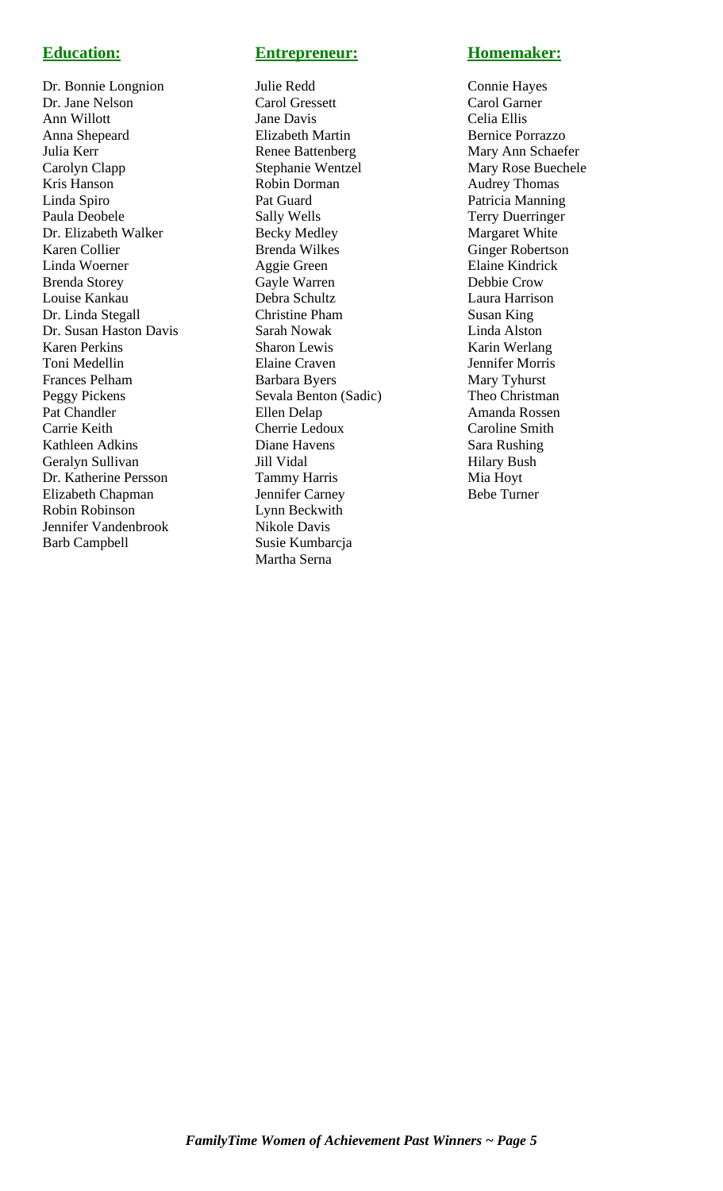## Education:

Dr. Bonnie Longnion
Dr. Jane Nelson
Ann Willott
Anna Shepeard
Julia Kerr
Carolyn Clapp
Kris Hanson
Linda Spiro
Paula Deobele
Dr. Elizabeth Walker
Karen Collier
Linda Woerner
Brenda Storey
Louise Kankau
Dr. Linda Stegall
Dr. Susan Haston Davis
Karen Perkins
Toni Medellin
Frances Pelham
Peggy Pickens
Pat Chandler
Carrie Keith
Kathleen Adkins
Geralyn Sullivan
Dr. Katherine Persson
Elizabeth Chapman
Robin Robinson
Jennifer Vandenbrook
Barb Campbell

## Entrepreneur:

Julie Redd
Carol Gressett
Jane Davis
Elizabeth Martin
Renee Battenberg
Stephanie Wentzel
Robin Dorman
Pat Guard
Sally Wells
Becky Medley
Brenda Wilkes
Aggie Green
Gayle Warren
Debra Schultz
Christine Pham
Sarah Nowak
Sharon Lewis
Elaine Craven
Barbara Byers
Sevala Benton (Sadic)
Ellen Delap
Cherrie Ledoux
Diane Havens
Jill Vidal
Tammy Harris
Jennifer Carney
Lynn Beckwith
Nikole Davis
Susie Kumbarcja
Martha Serna

## Homemaker:

Connie Hayes
Carol Garner
Celia Ellis
Bernice Porrazzo
Mary Ann Schaefer
Mary Rose Buechele
Audrey Thomas
Patricia Manning
Terry Duerringer
Margaret White
Ginger Robertson
Elaine Kindrick
Debbie Crow
Laura Harrison
Susan King
Linda Alston
Karin Werlang
Jennifer Morris
Mary Tyhurst
Theo Christman
Amanda Rossen
Caroline Smith
Sara Rushing
Hilary Bush
Mia Hoyt
Bebe Turner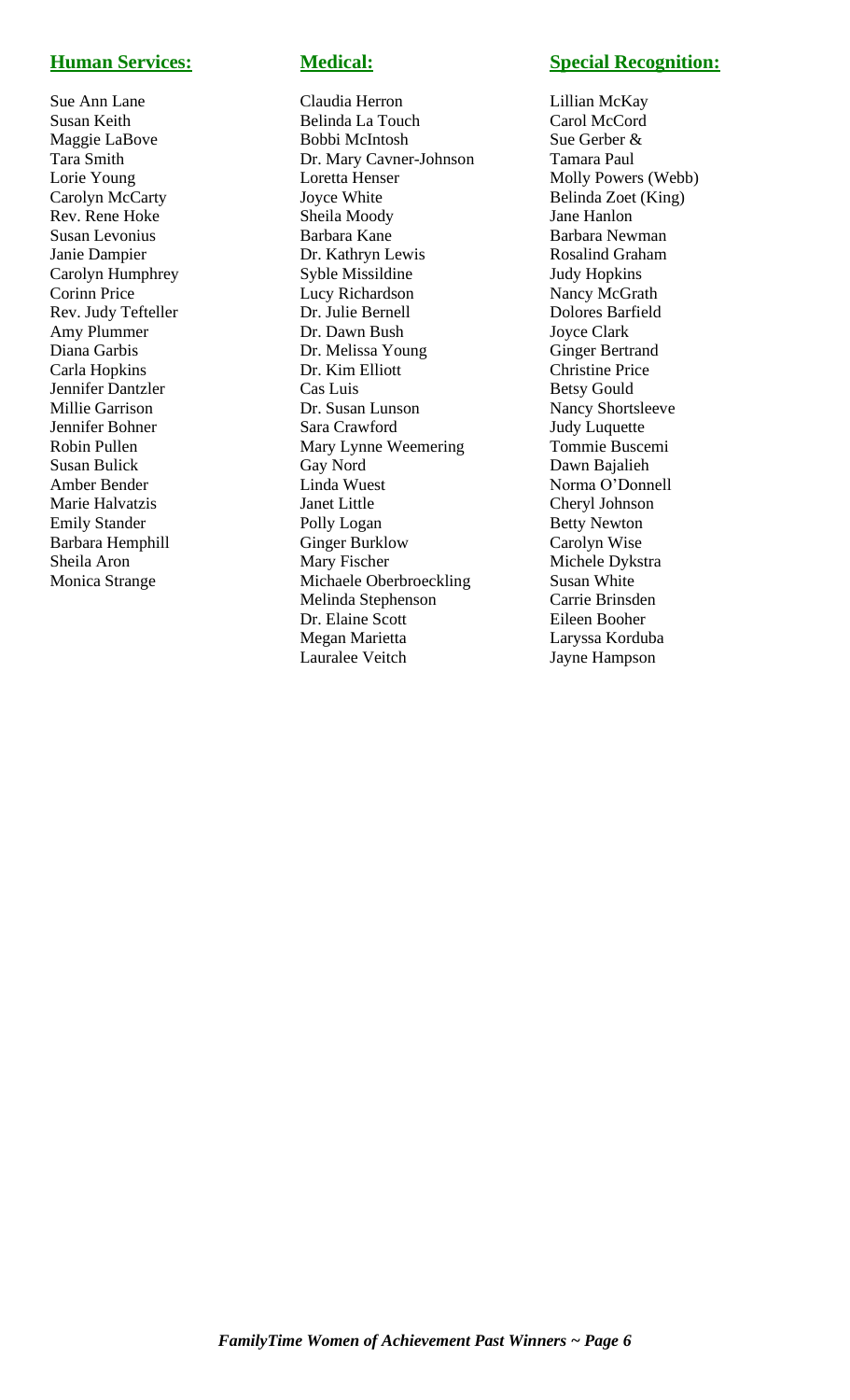## Human Services:

Sue Ann Lane
Susan Keith
Maggie LaBove
Tara Smith
Lorie Young
Carolyn McCarty
Rev. Rene Hoke
Susan Levonius
Janie Dampier
Carolyn Humphrey
Corinn Price
Rev. Judy Tefteller
Amy Plummer
Diana Garbis
Carla Hopkins
Jennifer Dantzler
Millie Garrison
Jennifer Bohner
Robin Pullen
Susan Bulick
Amber Bender
Marie Halvatzis
Emily Stander
Barbara Hemphill
Sheila Aron
Monica Strange

## Medical:

Claudia Herron
Belinda La Touch
Bobbi McIntosh
Dr. Mary Cavner-Johnson
Loretta Henser
Joyce White
Sheila Moody
Barbara Kane
Dr. Kathryn Lewis
Syble Missildine
Lucy Richardson
Dr. Julie Bernell
Dr. Dawn Bush
Dr. Melissa Young
Dr. Kim Elliott
Cas Luis
Dr. Susan Lunson
Sara Crawford
Mary Lynne Weemering
Gay Nord
Linda Wuest
Janet Little
Polly Logan
Ginger Burklow
Mary Fischer
Michaele Oberbroeckling
Melinda Stephenson
Dr. Elaine Scott
Megan Marietta
Lauralee Veitch

## Special Recognition:

Lillian McKay
Carol McCord
Sue Gerber &
Tamara Paul
Molly Powers (Webb)
Belinda Zoet (King)
Jane Hanlon
Barbara Newman
Rosalind Graham
Judy Hopkins
Nancy McGrath
Dolores Barfield
Joyce Clark
Ginger Bertrand
Christine Price
Betsy Gould
Nancy Shortsleeve
Judy Luquette
Tommie Buscemi
Dawn Bajalieh
Norma O'Donnell
Cheryl Johnson
Betty Newton
Carolyn Wise
Michele Dykstra
Susan White
Carrie Brinsden
Eileen Booher
Laryssa Korduba
Jayne Hampson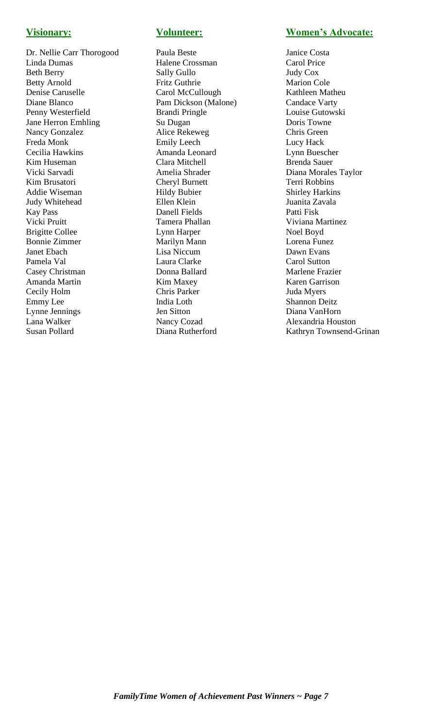## Visionary:

Dr. Nellie Carr Thorogood
Linda Dumas
Beth Berry
Betty Arnold
Denise Caruselle
Diane Blanco
Penny Westerfield
Jane Herron Emhling
Nancy Gonzalez
Freda Monk
Cecilia Hawkins
Kim Huseman
Vicki Sarvadi
Kim Brusatori
Addie Wiseman
Judy Whitehead
Kay Pass
Vicki Pruitt
Brigitte Collee
Bonnie Zimmer
Janet Ebach
Pamela Val
Casey Christman
Amanda Martin
Cecily Holm
Emmy Lee
Lynne Jennings
Lana Walker
Susan Pollard

## Volunteer:

Paula Beste
Halene Crossman
Sally Gullo
Fritz Guthrie
Carol McCullough
Pam Dickson (Malone)
Brandi Pringle
Su Dugan
Alice Rekeweg
Emily Leech
Amanda Leonard
Clara Mitchell
Amelia Shrader
Cheryl Burnett
Hildy Bubier
Ellen Klein
Danell Fields
Tamera Phallan
Lynn Harper
Marilyn Mann
Lisa Niccum
Laura Clarke
Donna Ballard
Kim Maxey
Chris Parker
India Loth
Jen Sitton
Nancy Cozad
Diana Rutherford

## Women's Advocate:

Janice Costa
Carol Price
Judy Cox
Marion Cole
Kathleen Matheu
Candace Varty
Louise Gutowski
Doris Towne
Chris Green
Lucy Hack
Lynn Buescher
Brenda Sauer
Diana Morales Taylor
Terri Robbins
Shirley Harkins
Juanita Zavala
Patti Fisk
Viviana Martinez
Noel Boyd
Lorena Funez
Dawn Evans
Carol Sutton
Marlene Frazier
Karen Garrison
Juda Myers
Shannon Deitz
Diana VanHorn
Alexandria Houston
Kathryn Townsend-Grinan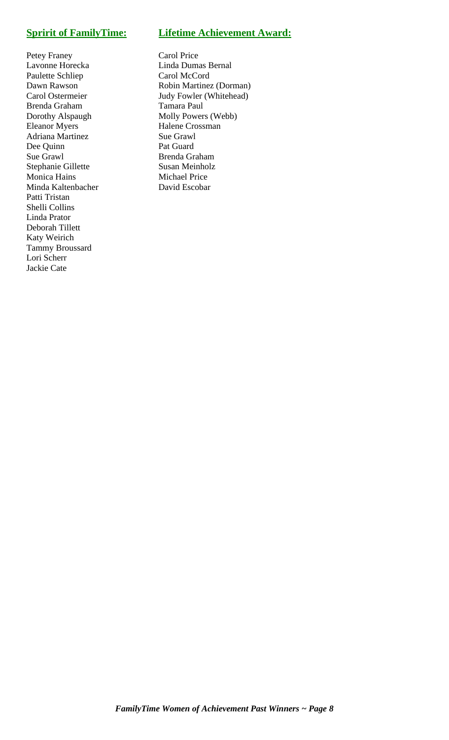## Spririt of FamilyTime:

Petey Franey
Lavonne Horecka
Paulette Schliep
Dawn Rawson
Carol Ostermeier
Brenda Graham
Dorothy Alspaugh
Eleanor Myers
Adriana Martinez
Dee Quinn
Sue Grawl
Stephanie Gillette
Monica Hains
Minda Kaltenbacher
Patti Tristan
Shelli Collins
Linda Prator
Deborah Tillett
Katy Weirich
Tammy Broussard
Lori Scherr
Jackie Cate

## Lifetime Achievement Award:

Carol Price
Linda Dumas Bernal
Carol McCord
Robin Martinez (Dorman)
Judy Fowler (Whitehead)
Tamara Paul
Molly Powers (Webb)
Halene Crossman
Sue Grawl
Pat Guard
Brenda Graham
Susan Meinholz
Michael Price
David Escobar